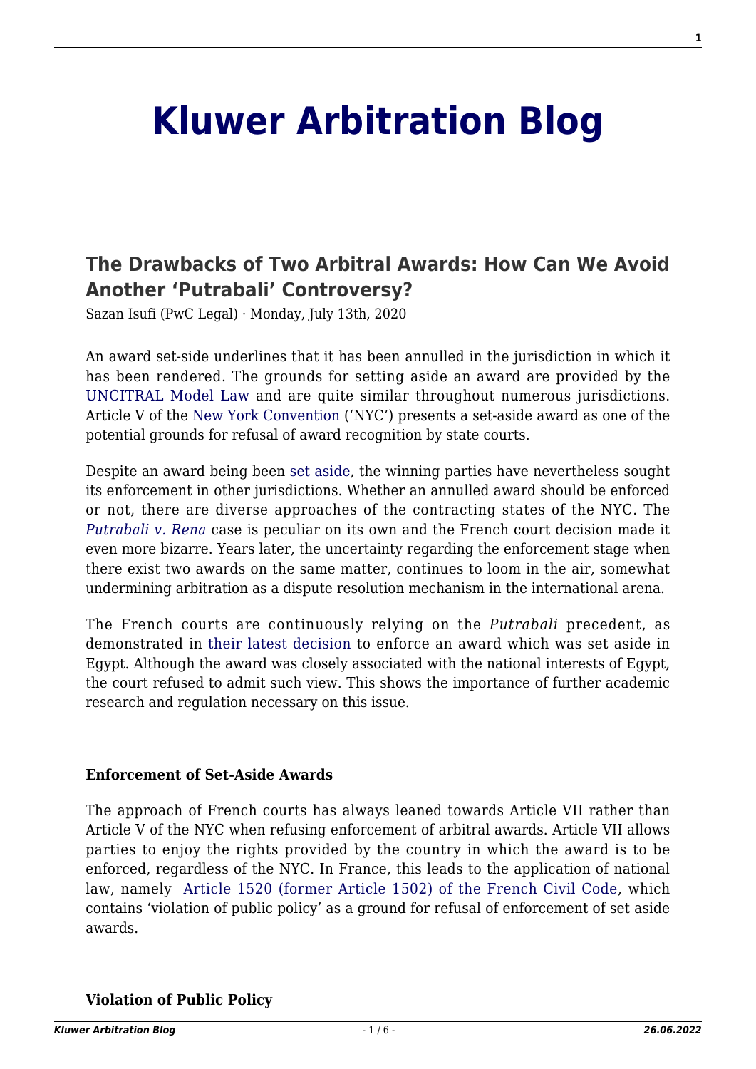# Kluwer Arbitration Blog

## The Drawbacks of Two Arbitral Awards: How Can We Avoid Another 'Putrabali' Controversy?

Sazan Isufi (PwC Legal) · Monday, July 13th, 2020

An award set-side underlines that it has been annulled in the jurisdiction in which it has been rendered. The grounds for setting aside an award are provided by the UNCITRAL Model Law and are quite similar throughout numerous jurisdictions. Article V of the New York Convention ('NYC') presents a set-aside award as one of the potential grounds for refusal of award recognition by state courts.

Despite an award being been set aside, the winning parties have nevertheless sought its enforcement in other jurisdictions. Whether an annulled award should be enforced or not, there are diverse approaches of the contracting states of the NYC. The *Putrabali v. Rena* case is peculiar on its own and the French court decision made it even more bizarre. Years later, the uncertainty regarding the enforcement stage when there exist two awards on the same matter, continues to loom in the air, somewhat undermining arbitration as a dispute resolution mechanism in the international arena.

The French courts are continuously relying on the *Putrabali* precedent, as demonstrated in their latest decision to enforce an award which was set aside in Egypt. Although the award was closely associated with the national interests of Egypt, the court refused to admit such view. This shows the importance of further academic research and regulation necessary on this issue.

**Enforcement of Set-Aside Awards**

The approach of French courts has always leaned towards Article VII rather than Article V of the NYC when refusing enforcement of arbitral awards. Article VII allows parties to enjoy the rights provided by the country in which the award is to be enforced, regardless of the NYC. In France, this leads to the application of national law, namely Article 1520 (former Article 1502) of the French Civil Code, which contains 'violation of public policy' as a ground for refusal of enforcement of set aside awards.

**Violation of Public Policy**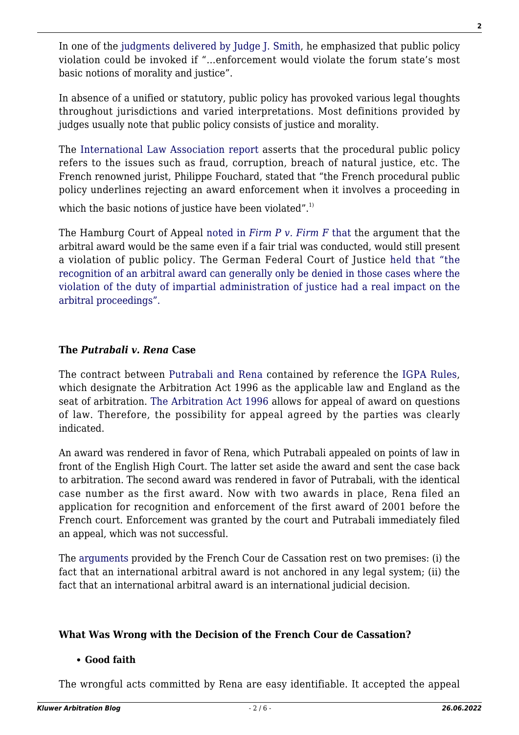In one of the judgments delivered by Judge J. Smith, he emphasized that public policy violation could be invoked if "…enforcement would violate the forum state's most basic notions of morality and justice".

In absence of a unified or statutory, public policy has provoked various legal thoughts throughout jurisdictions and varied interpretations. Most definitions provided by judges usually note that public policy consists of justice and morality.

The International Law Association report asserts that the procedural public policy refers to the issues such as fraud, corruption, breach of natural justice, etc. The French renowned jurist, Philippe Fouchard, stated that "the French procedural public policy underlines rejecting an award enforcement when it involves a proceeding in which the basic notions of justice have been violated".[1)]

The Hamburg Court of Appeal noted in *Firm P v. Firm F* that the argument that the arbitral award would be the same even if a fair trial was conducted, would still present a violation of public policy. The German Federal Court of Justice held that "the recognition of an arbitral award can generally only be denied in those cases where the violation of the duty of impartial administration of justice had a real impact on the arbitral proceedings".

### The *Putrabali v. Rena* Case

The contract between Putrabali and Rena contained by reference the IGPA Rules, which designate the Arbitration Act 1996 as the applicable law and England as the seat of arbitration. The Arbitration Act 1996 allows for appeal of award on questions of law. Therefore, the possibility for appeal agreed by the parties was clearly indicated.

An award was rendered in favor of Rena, which Putrabali appealed on points of law in front of the English High Court. The latter set aside the award and sent the case back to arbitration. The second award was rendered in favor of Putrabali, with the identical case number as the first award. Now with two awards in place, Rena filed an application for recognition and enforcement of the first award of 2001 before the French court. Enforcement was granted by the court and Putrabali immediately filed an appeal, which was not successful.

The arguments provided by the French Cour de Cassation rest on two premises: (i) the fact that an international arbitral award is not anchored in any legal system; (ii) the fact that an international arbitral award is an international judicial decision.

### What Was Wrong with the Decision of the French Cour de Cassation?

- **Good faith**

The wrongful acts committed by Rena are easy identifiable. It accepted the appeal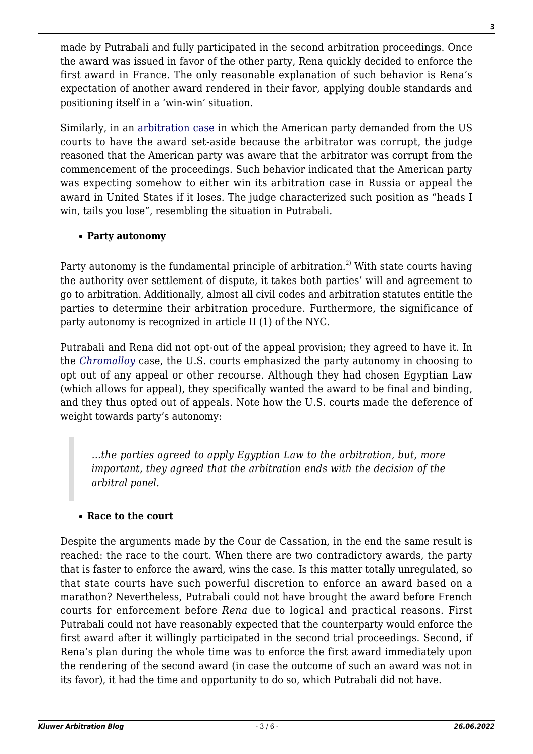made by Putrabali and fully participated in the second arbitration proceedings. Once the award was issued in favor of the other party, Rena quickly decided to enforce the first award in France. The only reasonable explanation of such behavior is Rena's expectation of another award rendered in their favor, applying double standards and positioning itself in a 'win-win' situation.

Similarly, in an arbitration case in which the American party demanded from the US courts to have the award set-aside because the arbitrator was corrupt, the judge reasoned that the American party was aware that the arbitrator was corrupt from the commencement of the proceedings. Such behavior indicated that the American party was expecting somehow to either win its arbitration case in Russia or appeal the award in United States if it loses. The judge characterized such position as "heads I win, tails you lose", resembling the situation in Putrabali.

- **Party autonomy**

Party autonomy is the fundamental principle of arbitration.[2] With state courts having the authority over settlement of dispute, it takes both parties' will and agreement to go to arbitration. Additionally, almost all civil codes and arbitration statutes entitle the parties to determine their arbitration procedure. Furthermore, the significance of party autonomy is recognized in article II (1) of the NYC.

Putrabali and Rena did not opt-out of the appeal provision; they agreed to have it. In the *Chromalloy* case, the U.S. courts emphasized the party autonomy in choosing to opt out of any appeal or other recourse. Although they had chosen Egyptian Law (which allows for appeal), they specifically wanted the award to be final and binding, and they thus opted out of appeals. Note how the U.S. courts made the deference of weight towards party's autonomy:

> *…the parties agreed to apply Egyptian Law to the arbitration, but, more important, they agreed that the arbitration ends with the decision of the arbitral panel.*

- **Race to the court**

Despite the arguments made by the Cour de Cassation, in the end the same result is reached: the race to the court. When there are two contradictory awards, the party that is faster to enforce the award, wins the case. Is this matter totally unregulated, so that state courts have such powerful discretion to enforce an award based on a marathon? Nevertheless, Putrabali could not have brought the award before French courts for enforcement before *Rena* due to logical and practical reasons. First Putrabali could not have reasonably expected that the counterparty would enforce the first award after it willingly participated in the second trial proceedings. Second, if Rena's plan during the whole time was to enforce the first award immediately upon the rendering of the second award (in case the outcome of such an award was not in its favor), it had the time and opportunity to do so, which Putrabali did not have.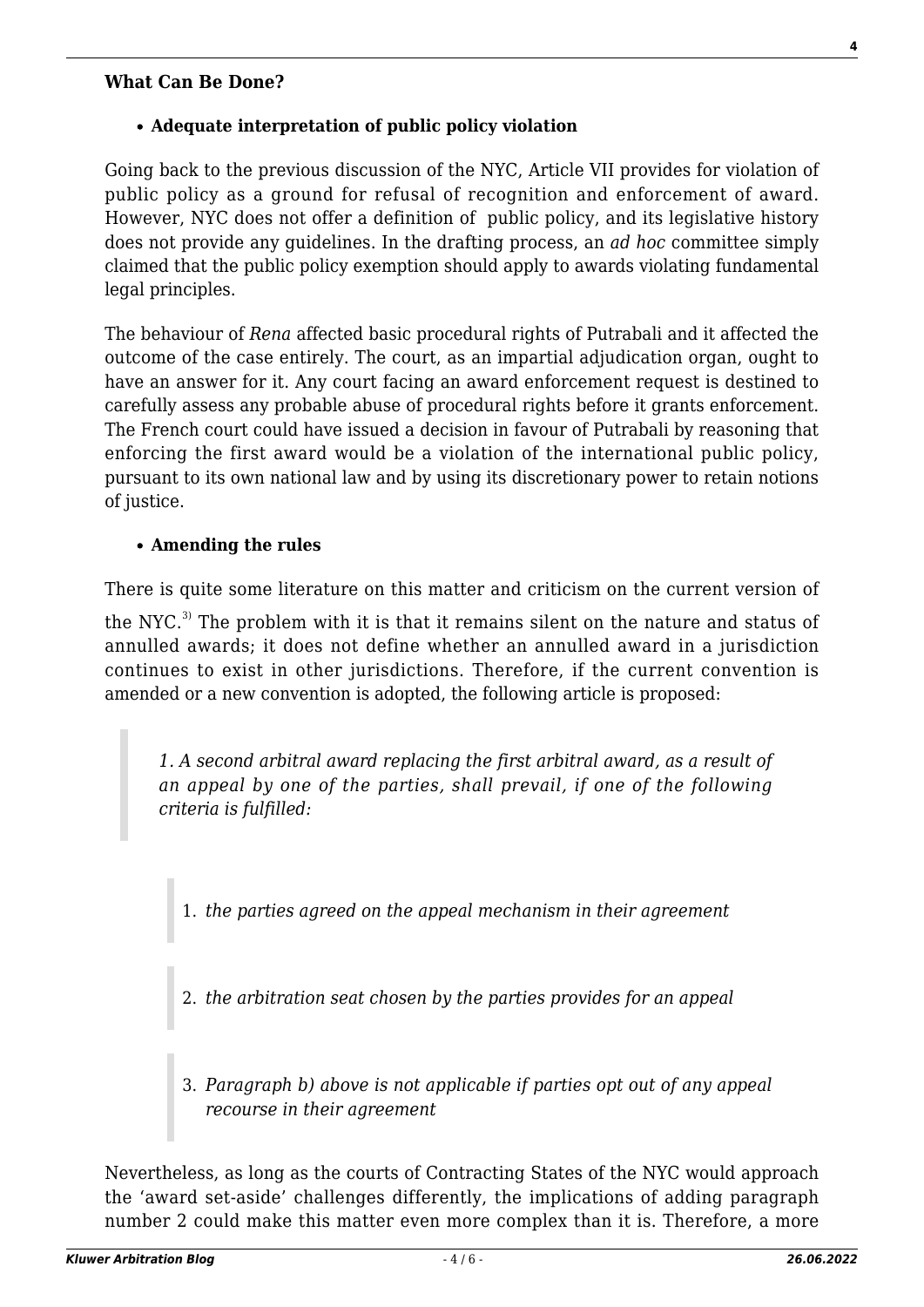**What Can Be Done?**

- **Adequate interpretation of public policy violation**

Going back to the previous discussion of the NYC, Article VII provides for violation of public policy as a ground for refusal of recognition and enforcement of award. However, NYC does not offer a definition of public policy, and its legislative history does not provide any guidelines. In the drafting process, an *ad hoc* committee simply claimed that the public policy exemption should apply to awards violating fundamental legal principles.

The behaviour of *Rena* affected basic procedural rights of Putrabali and it affected the outcome of the case entirely. The court, as an impartial adjudication organ, ought to have an answer for it. Any court facing an award enforcement request is destined to carefully assess any probable abuse of procedural rights before it grants enforcement. The French court could have issued a decision in favour of Putrabali by reasoning that enforcing the first award would be a violation of the international public policy, pursuant to its own national law and by using its discretionary power to retain notions of justice.

- **Amending the rules**

There is quite some literature on this matter and criticism on the current version of the NYC.[3] The problem with it is that it remains silent on the nature and status of annulled awards; it does not define whether an annulled award in a jurisdiction continues to exist in other jurisdictions. Therefore, if the current convention is amended or a new convention is adopted, the following article is proposed:

> *1. A second arbitral award replacing the first arbitral award, as a result of an appeal by one of the parties, shall prevail, if one of the following criteria is fulfilled:*
>
> 1. *the parties agreed on the appeal mechanism in their agreement*
> 2. *the arbitration seat chosen by the parties provides for an appeal*
> 3. *Paragraph b) above is not applicable if parties opt out of any appeal recourse in their agreement*

Nevertheless, as long as the courts of Contracting States of the NYC would approach the 'award set-aside' challenges differently, the implications of adding paragraph number 2 could make this matter even more complex than it is. Therefore, a more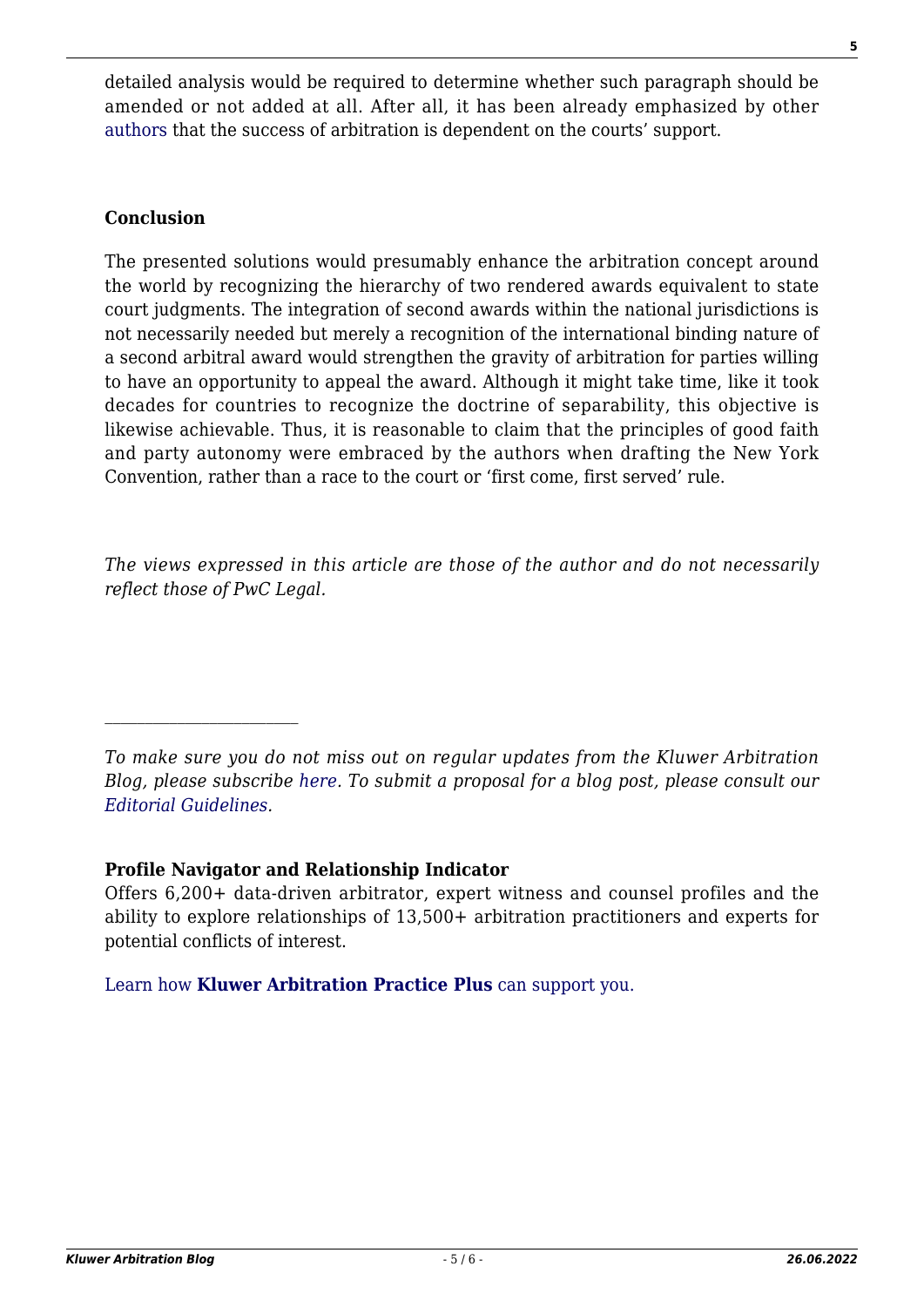detailed analysis would be required to determine whether such paragraph should be amended or not added at all. After all, it has been already emphasized by other authors that the success of arbitration is dependent on the courts' support.

## Conclusion

The presented solutions would presumably enhance the arbitration concept around the world by recognizing the hierarchy of two rendered awards equivalent to state court judgments. The integration of second awards within the national jurisdictions is not necessarily needed but merely a recognition of the international binding nature of a second arbitral award would strengthen the gravity of arbitration for parties willing to have an opportunity to appeal the award. Although it might take time, like it took decades for countries to recognize the doctrine of separability, this objective is likewise achievable. Thus, it is reasonable to claim that the principles of good faith and party autonomy were embraced by the authors when drafting the New York Convention, rather than a race to the court or 'first come, first served' rule.

*The views expressed in this article are those of the author and do not necessarily reflect those of PwC Legal.*

---

*To make sure you do not miss out on regular updates from the Kluwer Arbitration Blog, please subscribe here. To submit a proposal for a blog post, please consult our Editorial Guidelines.*

**Profile Navigator and Relationship Indicator**

Offers 6,200+ data-driven arbitrator, expert witness and counsel profiles and the ability to explore relationships of 13,500+ arbitration practitioners and experts for potential conflicts of interest.

Learn how **Kluwer Arbitration Practice Plus** can support you.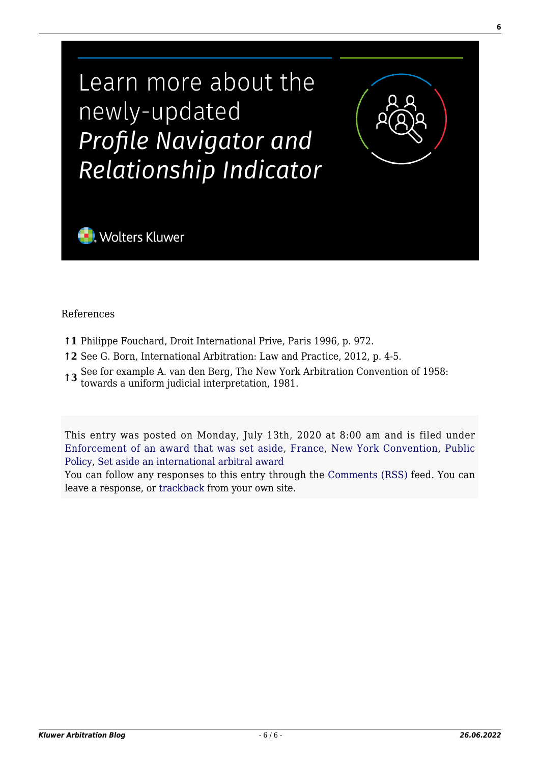Learn more about the newly-updated *Profile Navigator and Relationship Indicator*

Wolters Kluwer

References

- ↑**1** Philippe Fouchard, Droit International Prive, Paris 1996, p. 972.
- ↑**2** See G. Born, International Arbitration: Law and Practice, 2012, p. 4-5.
- ↑**3** See for example A. van den Berg, The New York Arbitration Convention of 1958: towards a uniform judicial interpretation, 1981.

This entry was posted on Monday, July 13th, 2020 at 8:00 am and is filed under Enforcement of an award that was set aside, France, New York Convention, Public Policy, Set aside an international arbitral award
You can follow any responses to this entry through the Comments (RSS) feed. You can leave a response, or trackback from your own site.